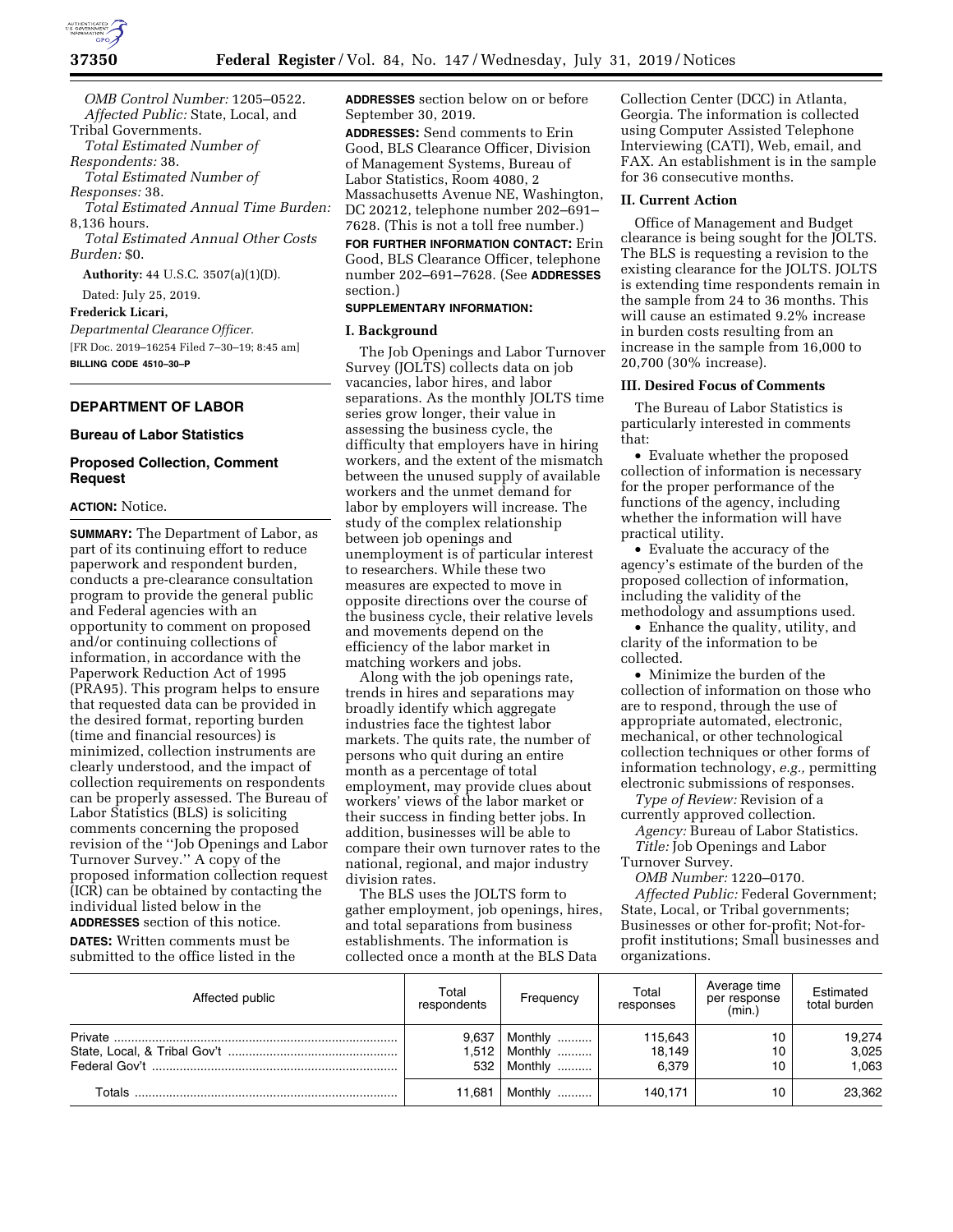*OMB Control Number:* 1205–0522.

*Affected Public:* State, Local, and Tribal Governments.

*Total Estimated Number of Respondents:* 38.

*Total Estimated Number of Responses:* 38.

*Total Estimated Annual Time Burden:* 8,136 hours.

*Total Estimated Annual Other Costs Burden:* $0.

**Authority:** 44 U.S.C. 3507(a)(1)(D).

Dated: July 25, 2019.

**Frederick Licari,**

*Departmental Clearance Officer.*

[FR Doc. 2019–16254 Filed 7–30–19; 8:45 am]

**BILLING CODE 4510–30–P**

## DEPARTMENT OF LABOR

### Bureau of Labor Statistics

### Proposed Collection, Comment Request

**ACTION:** Notice.

**SUMMARY:** The Department of Labor, as part of its continuing effort to reduce paperwork and respondent burden, conducts a pre-clearance consultation program to provide the general public and Federal agencies with an opportunity to comment on proposed and/or continuing collections of information, in accordance with the Paperwork Reduction Act of 1995 (PRA95). This program helps to ensure that requested data can be provided in the desired format, reporting burden (time and financial resources) is minimized, collection instruments are clearly understood, and the impact of collection requirements on respondents can be properly assessed. The Bureau of Labor Statistics (BLS) is soliciting comments concerning the proposed revision of the ''Job Openings and Labor Turnover Survey.'' A copy of the proposed information collection request (ICR) can be obtained by contacting the individual listed below in the **ADDRESSES** section of this notice.

**DATES:** Written comments must be submitted to the office listed in the **ADDRESSES** section below on or before September 30, 2019.

**ADDRESSES:** Send comments to Erin Good, BLS Clearance Officer, Division of Management Systems, Bureau of Labor Statistics, Room 4080, 2 Massachusetts Avenue NE, Washington, DC 20212, telephone number 202–691–7628. (This is not a toll free number.)

**FOR FURTHER INFORMATION CONTACT:** Erin Good, BLS Clearance Officer, telephone number 202–691–7628. (See **ADDRESSES** section.)

**SUPPLEMENTARY INFORMATION:**

### I. Background

The Job Openings and Labor Turnover Survey (JOLTS) collects data on job vacancies, labor hires, and labor separations. As the monthly JOLTS time series grow longer, their value in assessing the business cycle, the difficulty that employers have in hiring workers, and the extent of the mismatch between the unused supply of available workers and the unmet demand for labor by employers will increase. The study of the complex relationship between job openings and unemployment is of particular interest to researchers. While these two measures are expected to move in opposite directions over the course of the business cycle, their relative levels and movements depend on the efficiency of the labor market in matching workers and jobs.

Along with the job openings rate, trends in hires and separations may broadly identify which aggregate industries face the tightest labor markets. The quits rate, the number of persons who quit during an entire month as a percentage of total employment, may provide clues about workers' views of the labor market or their success in finding better jobs. In addition, businesses will be able to compare their own turnover rates to the national, regional, and major industry division rates.

The BLS uses the JOLTS form to gather employment, job openings, hires, and total separations from business establishments. The information is collected once a month at the BLS Data Collection Center (DCC) in Atlanta, Georgia. The information is collected using Computer Assisted Telephone Interviewing (CATI), Web, email, and FAX. An establishment is in the sample for 36 consecutive months.

### II. Current Action

Office of Management and Budget clearance is being sought for the JOLTS. The BLS is requesting a revision to the existing clearance for the JOLTS. JOLTS is extending time respondents remain in the sample from 24 to 36 months. This will cause an estimated 9.2% increase in burden costs resulting from an increase in the sample from 16,000 to 20,700 (30% increase).

### III. Desired Focus of Comments

The Bureau of Labor Statistics is particularly interested in comments that:

- Evaluate whether the proposed collection of information is necessary for the proper performance of the functions of the agency, including whether the information will have practical utility.
- Evaluate the accuracy of the agency's estimate of the burden of the proposed collection of information, including the validity of the methodology and assumptions used.
- Enhance the quality, utility, and clarity of the information to be collected.
- Minimize the burden of the collection of information on those who are to respond, through the use of appropriate automated, electronic, mechanical, or other technological collection techniques or other forms of information technology, *e.g.,* permitting electronic submissions of responses.

*Type of Review:* Revision of a currently approved collection.

*Agency:* Bureau of Labor Statistics.

*Title:* Job Openings and Labor Turnover Survey.

*OMB Number:* 1220–0170.

*Affected Public:* Federal Government; State, Local, or Tribal governments; Businesses or other for-profit; Not-for-profit institutions; Small businesses and organizations.

| Affected public | Total respondents | Frequency | Total responses | Average time per response (min.) | Estimated total burden |
|---|---|---|---|---|---|
| Private | 9,637 | Monthly | 115,643 | 10 | 19,274 |
| State, Local, & Tribal Gov't | 1,512 | Monthly | 18,149 | 10 | 3,025 |
| Federal Gov't | 532 | Monthly | 6,379 | 10 | 1,063 |
| Totals | 11,681 | Monthly | 140,171 | 10 | 23,362 |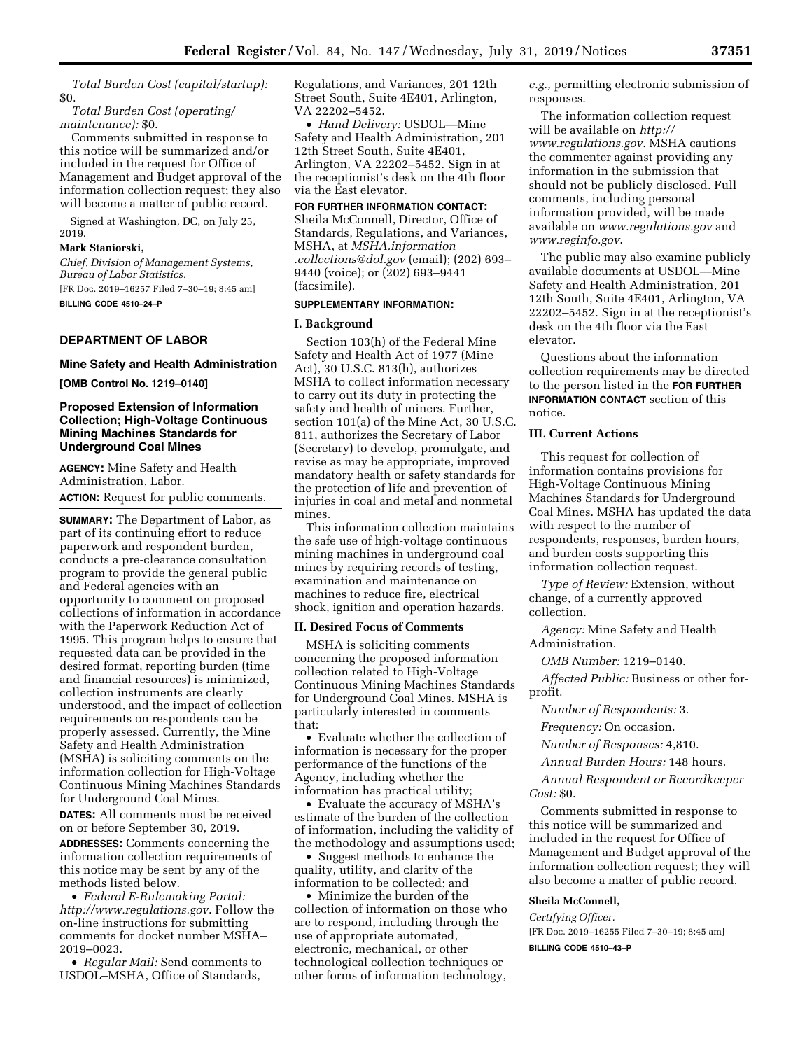*Total Burden Cost (capital/startup):* $0.

*Total Burden Cost (operating/maintenance):* $0.

Comments submitted in response to this notice will be summarized and/or included in the request for Office of Management and Budget approval of the information collection request; they also will become a matter of public record.

Signed at Washington, DC, on July 25, 2019.

**Mark Staniorski,**

*Chief, Division of Management Systems, Bureau of Labor Statistics.*

[FR Doc. 2019–16257 Filed 7–30–19; 8:45 am]

**BILLING CODE 4510–24–P**

---

## DEPARTMENT OF LABOR

### Mine Safety and Health Administration

**[OMB Control No. 1219–0140]**

### Proposed Extension of Information Collection; High-Voltage Continuous Mining Machines Standards for Underground Coal Mines

**AGENCY:** Mine Safety and Health Administration, Labor.

**ACTION:** Request for public comments.

**SUMMARY:** The Department of Labor, as part of its continuing effort to reduce paperwork and respondent burden, conducts a pre-clearance consultation program to provide the general public and Federal agencies with an opportunity to comment on proposed collections of information in accordance with the Paperwork Reduction Act of 1995. This program helps to ensure that requested data can be provided in the desired format, reporting burden (time and financial resources) is minimized, collection instruments are clearly understood, and the impact of collection requirements on respondents can be properly assessed. Currently, the Mine Safety and Health Administration (MSHA) is soliciting comments on the information collection for High-Voltage Continuous Mining Machines Standards for Underground Coal Mines.

**DATES:** All comments must be received on or before September 30, 2019.

**ADDRESSES:** Comments concerning the information collection requirements of this notice may be sent by any of the methods listed below.

- *Federal E-Rulemaking Portal: http://www.regulations.gov*. Follow the on-line instructions for submitting comments for docket number MSHA–2019–0023.
- *Regular Mail:* Send comments to USDOL–MSHA, Office of Standards, Regulations, and Variances, 201 12th Street South, Suite 4E401, Arlington, VA 22202–5452.
- *Hand Delivery:* USDOL—Mine Safety and Health Administration, 201 12th Street South, Suite 4E401, Arlington, VA 22202–5452. Sign in at the receptionist's desk on the 4th floor via the East elevator.

**FOR FURTHER INFORMATION CONTACT:** Sheila McConnell, Director, Office of Standards, Regulations, and Variances, MSHA, at *MSHA.information.collections@dol.gov* (email); (202) 693–9440 (voice); or (202) 693–9441 (facsimile).

**SUPPLEMENTARY INFORMATION:**

#### I. Background

Section 103(h) of the Federal Mine Safety and Health Act of 1977 (Mine Act), 30 U.S.C. 813(h), authorizes MSHA to collect information necessary to carry out its duty in protecting the safety and health of miners. Further, section 101(a) of the Mine Act, 30 U.S.C. 811, authorizes the Secretary of Labor (Secretary) to develop, promulgate, and revise as may be appropriate, improved mandatory health or safety standards for the protection of life and prevention of injuries in coal and metal and nonmetal mines.

This information collection maintains the safe use of high-voltage continuous mining machines in underground coal mines by requiring records of testing, examination and maintenance on machines to reduce fire, electrical shock, ignition and operation hazards.

#### II. Desired Focus of Comments

MSHA is soliciting comments concerning the proposed information collection related to High-Voltage Continuous Mining Machines Standards for Underground Coal Mines. MSHA is particularly interested in comments that:

- Evaluate whether the collection of information is necessary for the proper performance of the functions of the Agency, including whether the information has practical utility;
- Evaluate the accuracy of MSHA's estimate of the burden of the collection of information, including the validity of the methodology and assumptions used;
- Suggest methods to enhance the quality, utility, and clarity of the information to be collected; and
- Minimize the burden of the collection of information on those who are to respond, including through the use of appropriate automated, electronic, mechanical, or other technological collection techniques or other forms of information technology, *e.g.,* permitting electronic submission of responses.

The information collection request will be available on *http://www.regulations.gov*. MSHA cautions the commenter against providing any information in the submission that should not be publicly disclosed. Full comments, including personal information provided, will be made available on *www.regulations.gov* and *www.reginfo.gov*.

The public may also examine publicly available documents at USDOL—Mine Safety and Health Administration, 201 12th South, Suite 4E401, Arlington, VA 22202–5452. Sign in at the receptionist's desk on the 4th floor via the East elevator.

Questions about the information collection requirements may be directed to the person listed in the **FOR FURTHER INFORMATION CONTACT** section of this notice.

#### III. Current Actions

This request for collection of information contains provisions for High-Voltage Continuous Mining Machines Standards for Underground Coal Mines. MSHA has updated the data with respect to the number of respondents, responses, burden hours, and burden costs supporting this information collection request.

*Type of Review:* Extension, without change, of a currently approved collection.

*Agency:* Mine Safety and Health Administration.

*OMB Number:* 1219–0140.

*Affected Public:* Business or other for-profit.

*Number of Respondents:* 3.

*Frequency:* On occasion.

*Number of Responses:* 4,810.

*Annual Burden Hours:* 148 hours.

*Annual Respondent or Recordkeeper Cost:* $0.

Comments submitted in response to this notice will be summarized and included in the request for Office of Management and Budget approval of the information collection request; they will also become a matter of public record.

**Sheila McConnell,**

*Certifying Officer.*

[FR Doc. 2019–16255 Filed 7–30–19; 8:45 am]

**BILLING CODE 4510–43–P**